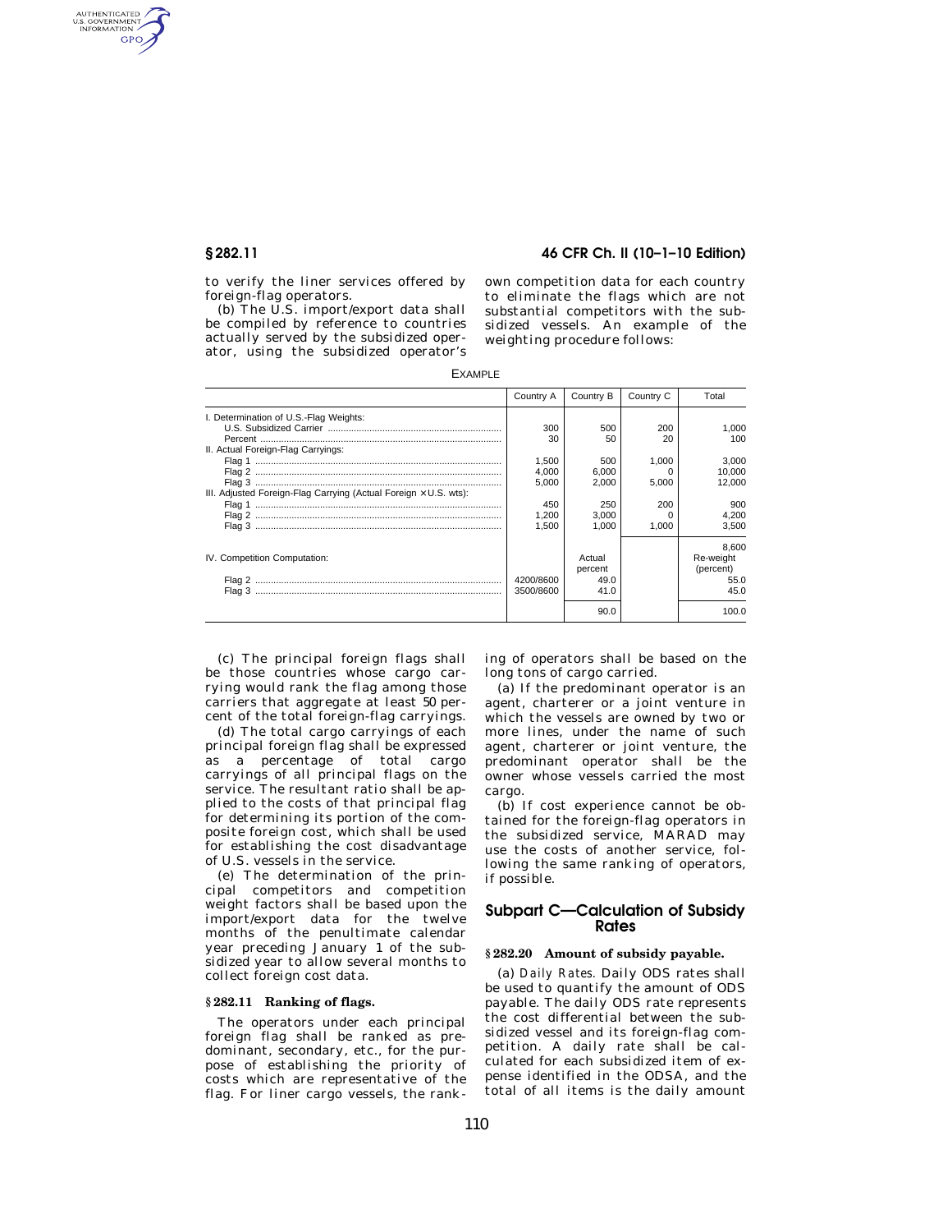to verify the liner services offered by foreign-flag operators.

(b) The U.S. import/export data shall be compiled by reference to countries actually served by the subsidized operator, using the subsidized operator's own competition data for each country to eliminate the flags which are not substantial competitors with the subsidized vessels. An example of the weighting procedure follows:

EXAMPLE

| | Country A | Country B | Country C | Total |
|---|---|---|---|---|
| I. Determination of U.S.-Flag Weights: | | | | |
| U.S. Subsidized Carrier | 300 | 500 | 200 | 1,000 |
| Percent | 30 | 50 | 20 | 100 |
| II. Actual Foreign-Flag Carryings: | | | | |
| Flag 1 | 1,500 | 500 | 1,000 | 3,000 |
| Flag 2 | 4,000 | 6,000 | 0 | 10,000 |
| Flag 3 | 5,000 | 2,000 | 5,000 | 12,000 |
| III. Adjusted Foreign-Flag Carrying (Actual Foreign × U.S. wts): | | | | |
| Flag 1 | 450 | 250 | 200 | 900 |
| Flag 2 | 1,200 | 3,000 | 0 | 4,200 |
| Flag 3 | 1,500 | 1,000 | 1,000 | 3,500 |
| | | | | 8,600 |
| IV. Competition Computation: | | Actual percent | | Re-weight (percent) |
| Flag 2 | 4200/8600 | 49.0 | | 55.0 |
| Flag 3 | 3500/8600 | 41.0 | | 45.0 |
| | | 90.0 | | 100.0 |

(c) The principal foreign flags shall be those countries whose cargo carrying would rank the flag among those carriers that aggregate at least 50 percent of the total foreign-flag carryings.

(d) The total cargo carryings of each principal foreign flag shall be expressed as a percentage of total cargo carryings of all principal flags on the service. The resultant ratio shall be applied to the costs of that principal flag for determining its portion of the composite foreign cost, which shall be used for establishing the cost disadvantage of U.S. vessels in the service.

(e) The determination of the principal competitors and competition weight factors shall be based upon the import/export data for the twelve months of the penultimate calendar year preceding January 1 of the subsidized year to allow several months to collect foreign cost data.

### § 282.11 Ranking of flags.

The operators under each principal foreign flag shall be ranked as predominant, secondary, etc., for the purpose of establishing the priority of costs which are representative of the flag. For liner cargo vessels, the ranking of operators shall be based on the long tons of cargo carried.

(a) If the predominant operator is an agent, charterer or a joint venture in which the vessels are owned by two or more lines, under the name of such agent, charterer or joint venture, the predominant operator shall be the owner whose vessels carried the most cargo.

(b) If cost experience cannot be obtained for the foreign-flag operators in the subsidized service, MARAD may use the costs of another service, following the same ranking of operators, if possible.

## Subpart C—Calculation of Subsidy Rates

### § 282.20 Amount of subsidy payable.

(a) *Daily Rates.* Daily ODS rates shall be used to quantify the amount of ODS payable. The daily ODS rate represents the cost differential between the subsidized vessel and its foreign-flag competition. A daily rate shall be calculated for each subsidized item of expense identified in the ODSA, and the total of all items is the daily amount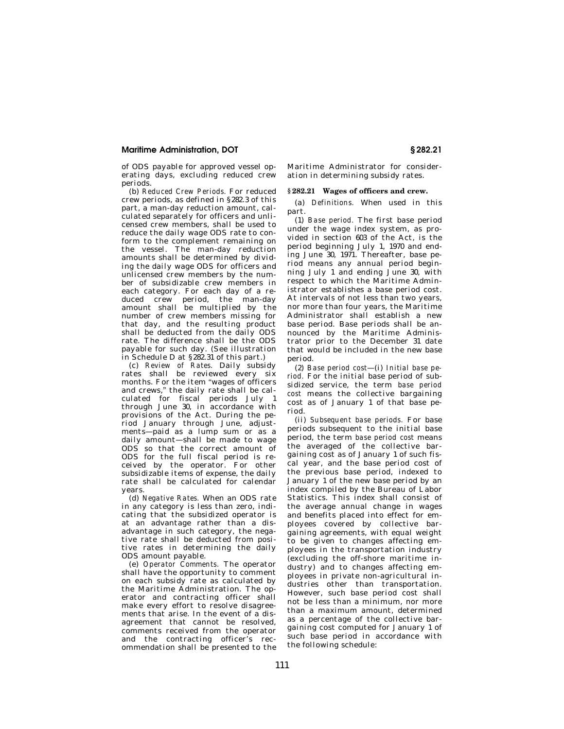of ODS payable for approved vessel operating days, excluding reduced crew periods.

(b) *Reduced Crew Periods.* For reduced crew periods, as defined in §282.3 of this part, a man-day reduction amount, calculated separately for officers and unlicensed crew members, shall be used to reduce the daily wage ODS rate to conform to the complement remaining on the vessel. The man-day reduction amounts shall be determined by dividing the daily wage ODS for officers and unlicensed crew members by the number of subsidizable crew members in each category. For each day of a reduced crew period, the man-day amount shall be multiplied by the number of crew members missing for that day, and the resulting product shall be deducted from the daily ODS rate. The difference shall be the ODS payable for such day. (See illustration in Schedule D at §282.31 of this part.)

(c) *Review of Rates.* Daily subsidy rates shall be reviewed every six months. For the item "wages of officers and crews," the daily rate shall be calculated for fiscal periods July 1 through June 30, in accordance with provisions of the Act. During the period January through June, adjustments—paid as a lump sum or as a daily amount—shall be made to wage ODS so that the correct amount of ODS for the full fiscal period is received by the operator. For other subsidizable items of expense, the daily rate shall be calculated for calendar years.

(d) *Negative Rates.* When an ODS rate in any category is less than zero, indicating that the subsidized operator is at an advantage rather than a disadvantage in such category, the negative rate shall be deducted from positive rates in determining the daily ODS amount payable.

(e) *Operator Comments.* The operator shall have the opportunity to comment on each subsidy rate as calculated by the Maritime Administration. The operator and contracting officer shall make every effort to resolve disagreements that arise. In the event of a disagreement that cannot be resolved, comments received from the operator and the contracting officer's recommendation shall be presented to the Maritime Administrator for consideration in determining subsidy rates.

## §282.21 Wages of officers and crew.

(a) *Definitions.* When used in this part.

(1) *Base period.* The first base period under the wage index system, as provided in section 603 of the Act, is the period beginning July 1, 1970 and ending June 30, 1971. Thereafter, base period means any annual period beginning July 1 and ending June 30, with respect to which the Maritime Administrator establishes a base period cost. At intervals of not less than two years, nor more than four years, the Maritime Administrator shall establish a new base period. Base periods shall be announced by the Maritime Administrator prior to the December 31 date that would be included in the new base period.

(2) *Base period cost*—(i) *Initial base period.* For the initial base period of subsidized service, the term *base period cost* means the collective bargaining cost as of January 1 of that base period.

(ii) *Subsequent base periods.* For base periods subsequent to the initial base period, the term *base period cost* means the averaged of the collective bargaining cost as of January 1 of such fiscal year, and the base period cost of the previous base period, indexed to January 1 of the new base period by an index compiled by the Bureau of Labor Statistics. This index shall consist of the average annual change in wages and benefits placed into effect for employees covered by collective bargaining agreements, with equal weight to be given to changes affecting employees in the transportation industry (excluding the off-shore maritime industry) and to changes affecting employees in private non-agricultural industries other than transportation. However, such base period cost shall not be less than a minimum, nor more than a maximum amount, determined as a percentage of the collective bargaining cost computed for January 1 of such base period in accordance with the following schedule: